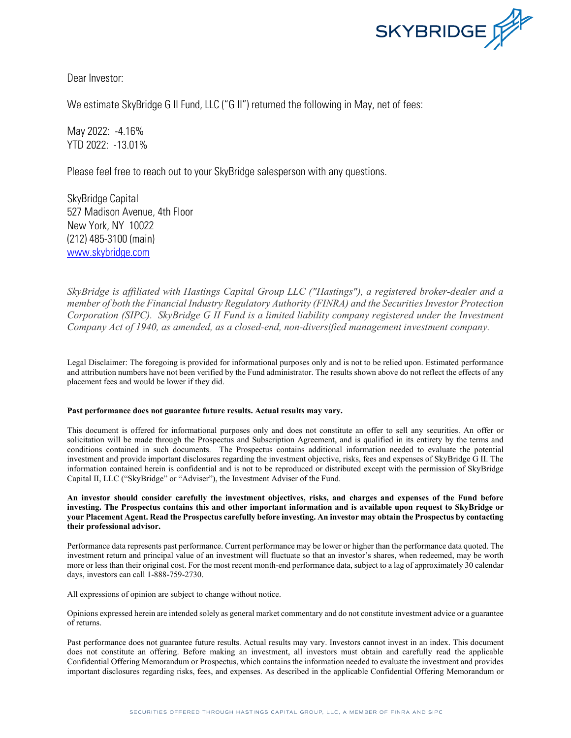Dear Investor:

We estimate SkyBridge G II Fund, LLC ("G II") returned the following in May, net of fees:

May 2022: -4.16%
YTD 2022: -13.01%

Please feel free to reach out to your SkyBridge salesperson with any questions.

SkyBridge Capital
527 Madison Avenue, 4th Floor
New York, NY 10022
(212) 485-3100 (main)
[www.skybridge.com](http://www.skybridge.com)

*SkyBridge is affiliated with Hastings Capital Group LLC ("Hastings"), a registered broker-dealer and a member of both the Financial Industry Regulatory Authority (FINRA) and the Securities Investor Protection Corporation (SIPC). SkyBridge G II Fund is a limited liability company registered under the Investment Company Act of 1940, as amended, as a closed-end, non-diversified management investment company.*

Legal Disclaimer: The foregoing is provided for informational purposes only and is not to be relied upon. Estimated performance and attribution numbers have not been verified by the Fund administrator. The results shown above do not reflect the effects of any placement fees and would be lower if they did.

**Past performance does not guarantee future results. Actual results may vary.**

This document is offered for informational purposes only and does not constitute an offer to sell any securities. An offer or solicitation will be made through the Prospectus and Subscription Agreement, and is qualified in its entirety by the terms and conditions contained in such documents. The Prospectus contains additional information needed to evaluate the potential investment and provide important disclosures regarding the investment objective, risks, fees and expenses of SkyBridge G II. The information contained herein is confidential and is not to be reproduced or distributed except with the permission of SkyBridge Capital II, LLC ("SkyBridge" or "Adviser"), the Investment Adviser of the Fund.

**An investor should consider carefully the investment objectives, risks, and charges and expenses of the Fund before investing. The Prospectus contains this and other important information and is available upon request to SkyBridge or your Placement Agent. Read the Prospectus carefully before investing. An investor may obtain the Prospectus by contacting their professional advisor.**

Performance data represents past performance. Current performance may be lower or higher than the performance data quoted. The investment return and principal value of an investment will fluctuate so that an investor's shares, when redeemed, may be worth more or less than their original cost. For the most recent month-end performance data, subject to a lag of approximately 30 calendar days, investors can call 1-888-759-2730.

All expressions of opinion are subject to change without notice.

Opinions expressed herein are intended solely as general market commentary and do not constitute investment advice or a guarantee of returns.

Past performance does not guarantee future results. Actual results may vary. Investors cannot invest in an index. This document does not constitute an offering. Before making an investment, all investors must obtain and carefully read the applicable Confidential Offering Memorandum or Prospectus, which contains the information needed to evaluate the investment and provides important disclosures regarding risks, fees, and expenses. As described in the applicable Confidential Offering Memorandum or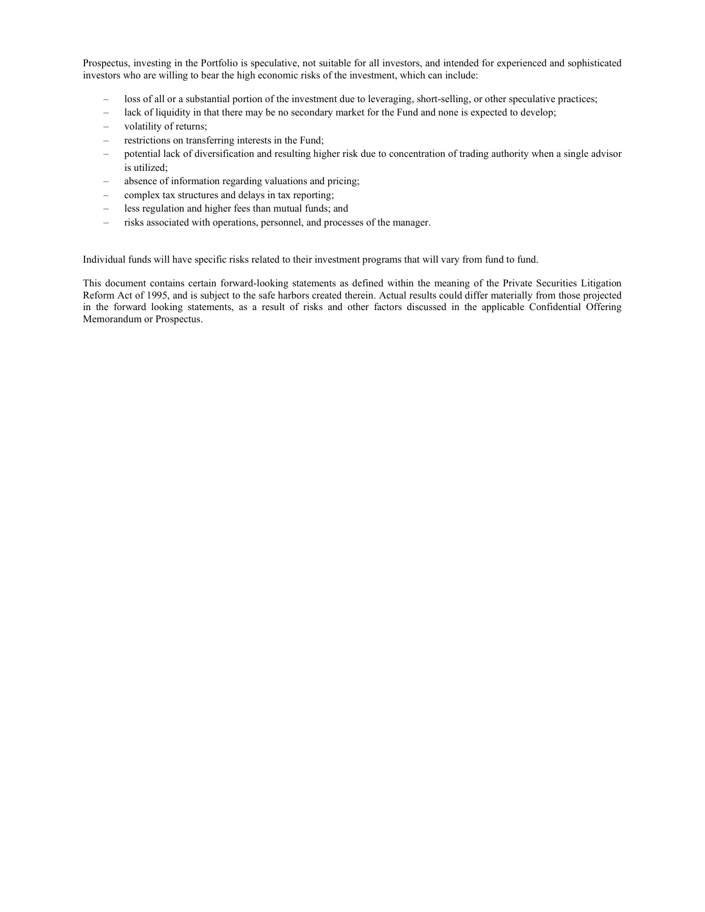Prospectus, investing in the Portfolio is speculative, not suitable for all investors, and intended for experienced and sophisticated investors who are willing to bear the high economic risks of the investment, which can include:

- loss of all or a substantial portion of the investment due to leveraging, short-selling, or other speculative practices;
- lack of liquidity in that there may be no secondary market for the Fund and none is expected to develop;
- volatility of returns;
- restrictions on transferring interests in the Fund;
- potential lack of diversification and resulting higher risk due to concentration of trading authority when a single advisor is utilized;
- absence of information regarding valuations and pricing;
- complex tax structures and delays in tax reporting;
- less regulation and higher fees than mutual funds; and
- risks associated with operations, personnel, and processes of the manager.

Individual funds will have specific risks related to their investment programs that will vary from fund to fund.

This document contains certain forward-looking statements as defined within the meaning of the Private Securities Litigation Reform Act of 1995, and is subject to the safe harbors created therein. Actual results could differ materially from those projected in the forward looking statements, as a result of risks and other factors discussed in the applicable Confidential Offering Memorandum or Prospectus.